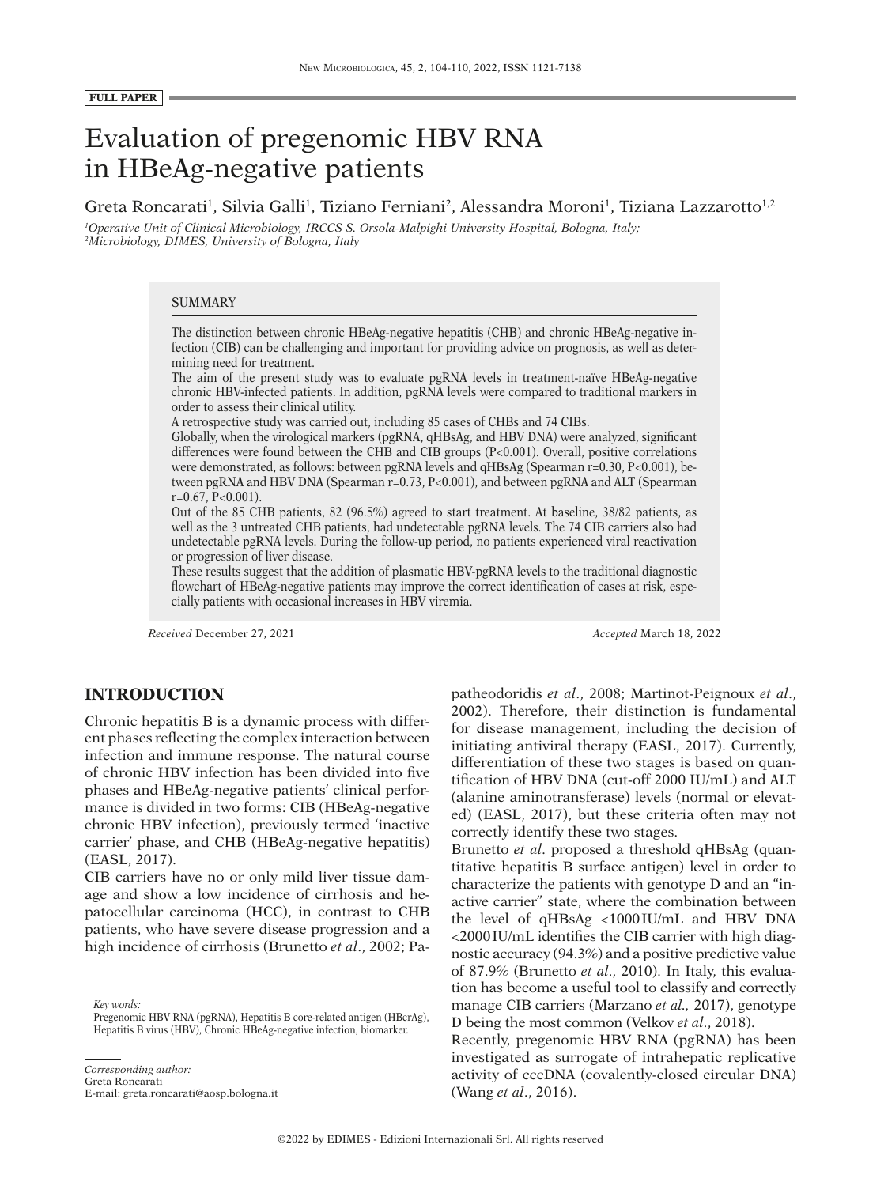**FULL PAPER**

# Evaluation of pregenomic HBV RNA in HBeAg-negative patients

Greta Roncarati[1], Silvia Galli[1], Tiziano Ferniani[2], Alessandra Moroni[1], Tiziana Lazzarotto[1,2]

[1]*Operative Unit of Clinical Microbiology, IRCCS S. Orsola-Malpighi University Hospital, Bologna, Italy;*
[2]*Microbiology, DIMES, University of Bologna, Italy*

## SUMMARY

The distinction between chronic HBeAg-negative hepatitis (CHB) and chronic HBeAg-negative infection (CIB) can be challenging and important for providing advice on prognosis, as well as determining need for treatment.

The aim of the present study was to evaluate pgRNA levels in treatment-naïve HBeAg-negative chronic HBV-infected patients. In addition, pgRNA levels were compared to traditional markers in order to assess their clinical utility.

A retrospective study was carried out, including 85 cases of CHBs and 74 CIBs.

Globally, when the virological markers (pgRNA, qHBsAg, and HBV DNA) were analyzed, significant differences were found between the CHB and CIB groups (P<0.001). Overall, positive correlations were demonstrated, as follows: between pgRNA levels and qHBsAg (Spearman r=0.30, P<0.001), between pgRNA and HBV DNA (Spearman r=0.73, P<0.001), and between pgRNA and ALT (Spearman r=0.67, P<0.001).

Out of the 85 CHB patients, 82 (96.5%) agreed to start treatment. At baseline, 38/82 patients, as well as the 3 untreated CHB patients, had undetectable pgRNA levels. The 74 CIB carriers also had undetectable pgRNA levels. During the follow-up period, no patients experienced viral reactivation or progression of liver disease.

These results suggest that the addition of plasmatic HBV-pgRNA levels to the traditional diagnostic flowchart of HBeAg-negative patients may improve the correct identification of cases at risk, especially patients with occasional increases in HBV viremia.

*Received* December 27, 2021 *Accepted* March 18, 2022

*Key words:*
Pregenomic HBV RNA (pgRNA), Hepatitis B core-related antigen (HBcrAg), Hepatitis B virus (HBV), Chronic HBeAg-negative infection, biomarker.

*Corresponding author:*
Greta Roncarati
E-mail: greta.roncarati@aosp.bologna.it

## INTRODUCTION

Chronic hepatitis B is a dynamic process with different phases reflecting the complex interaction between infection and immune response. The natural course of chronic HBV infection has been divided into five phases and HBeAg-negative patients' clinical performance is divided in two forms: CIB (HBeAg-negative chronic HBV infection), previously termed 'inactive carrier' phase, and CHB (HBeAg-negative hepatitis) (EASL, 2017).

CIB carriers have no or only mild liver tissue damage and show a low incidence of cirrhosis and hepatocellular carcinoma (HCC), in contrast to CHB patients, who have severe disease progression and a high incidence of cirrhosis (Brunetto *et al*., 2002; Papatheodoridis *et al*., 2008; Martinot-Peignoux *et al*., 2002). Therefore, their distinction is fundamental for disease management, including the decision of initiating antiviral therapy (EASL, 2017). Currently, differentiation of these two stages is based on quantification of HBV DNA (cut-off 2000 IU/mL) and ALT (alanine aminotransferase) levels (normal or elevated) (EASL, 2017), but these criteria often may not correctly identify these two stages.

Brunetto *et al*. proposed a threshold qHBsAg (quantitative hepatitis B surface antigen) level in order to characterize the patients with genotype D and an "inactive carrier" state, where the combination between the level of qHBsAg <1000 IU/mL and HBV DNA <2000 IU/mL identifies the CIB carrier with high diagnostic accuracy (94.3%) and a positive predictive value of 87.9% (Brunetto *et al*., 2010). In Italy, this evaluation has become a useful tool to classify and correctly manage CIB carriers (Marzano *et al*., 2017), genotype D being the most common (Velkov *et al*., 2018).

Recently, pregenomic HBV RNA (pgRNA) has been investigated as surrogate of intrahepatic replicative activity of cccDNA (covalently-closed circular DNA) (Wang *et al*., 2016).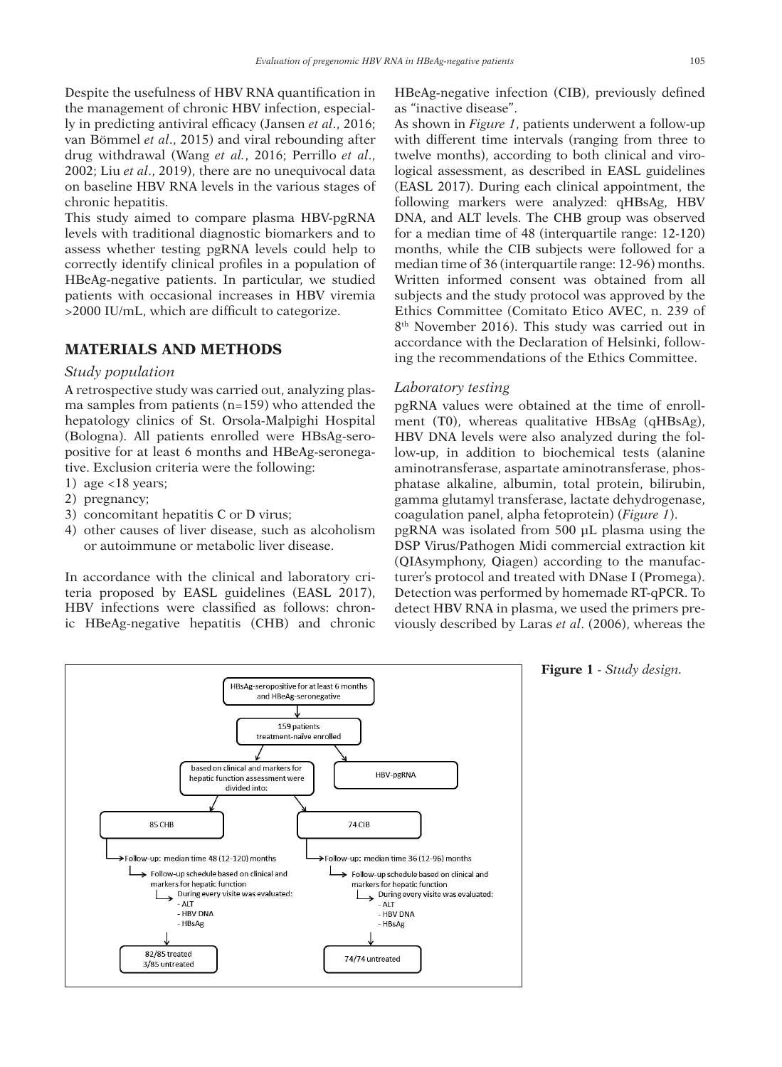Despite the usefulness of HBV RNA quantification in the management of chronic HBV infection, especially in predicting antiviral efficacy (Jansen *et al*., 2016; van Bömmel *et al*., 2015) and viral rebounding after drug withdrawal (Wang *et al.*, 2016; Perrillo *et al*., 2002; Liu *et al*., 2019), there are no unequivocal data on baseline HBV RNA levels in the various stages of chronic hepatitis.

This study aimed to compare plasma HBV-pgRNA levels with traditional diagnostic biomarkers and to assess whether testing pgRNA levels could help to correctly identify clinical profiles in a population of HBeAg-negative patients. In particular, we studied patients with occasional increases in HBV viremia >2000 IU/mL, which are difficult to categorize.

## MATERIALS AND METHODS

### *Study population*

A retrospective study was carried out, analyzing plasma samples from patients (n=159) who attended the hepatology clinics of St. Orsola-Malpighi Hospital (Bologna). All patients enrolled were HBsAg-seropositive for at least 6 months and HBeAg-seronegative. Exclusion criteria were the following:

1) age <18 years;
2) pregnancy;
3) concomitant hepatitis C or D virus;
4) other causes of liver disease, such as alcoholism or autoimmune or metabolic liver disease.

In accordance with the clinical and laboratory criteria proposed by EASL guidelines (EASL 2017), HBV infections were classified as follows: chronic HBeAg-negative hepatitis (CHB) and chronic HBeAg-negative infection (CIB), previously defined as "inactive disease".

As shown in *Figure 1*, patients underwent a follow-up with different time intervals (ranging from three to twelve months), according to both clinical and virological assessment, as described in EASL guidelines (EASL 2017). During each clinical appointment, the following markers were analyzed: qHBsAg, HBV DNA, and ALT levels. The CHB group was observed for a median time of 48 (interquartile range: 12-120) months, while the CIB subjects were followed for a median time of 36 (interquartile range: 12-96) months. Written informed consent was obtained from all subjects and the study protocol was approved by the Ethics Committee (Comitato Etico AVEC, n. 239 of 8th November 2016). This study was carried out in accordance with the Declaration of Helsinki, following the recommendations of the Ethics Committee.

### *Laboratory testing*

pgRNA values were obtained at the time of enrollment (T0), whereas qualitative HBsAg (qHBsAg), HBV DNA levels were also analyzed during the follow-up, in addition to biochemical tests (alanine aminotransferase, aspartate aminotransferase, phosphatase alkaline, albumin, total protein, bilirubin, gamma glutamyl transferase, lactate dehydrogenase, coagulation panel, alpha fetoprotein) (*Figure 1*).

pgRNA was isolated from 500 µL plasma using the DSP Virus/Pathogen Midi commercial extraction kit (QIAsymphony, Qiagen) according to the manufacturer's protocol and treated with DNase I (Promega). Detection was performed by homemade RT-qPCR. To detect HBV RNA in plasma, we used the primers previously described by Laras *et al*. (2006), whereas the

HBsAg-seropositive for at least 6 months and HBeAg-seronegative → 159 patients treatment-naïve enrolled → HBV-pgRNA; based on clinical and markers for hepatic function assessment were divided into: 85 CHB and 74 CIB

- 85 CHB → Follow-up: median time 48 (12-120) months → Follow-up schedule based on clinical and markers for hepatic function → During every visit was evaluated: ALT, HBV DNA, HBsAg → 82/85 treated, 3/85 untreated
- 74 CIB → Follow-up: median time 36 (12-96) months → Follow-up schedule based on clinical and markers for hepatic function → During every visit was evaluated: ALT, HBV DNA, HBsAg → 74/74 untreated

**Figure 1** - *Study design.*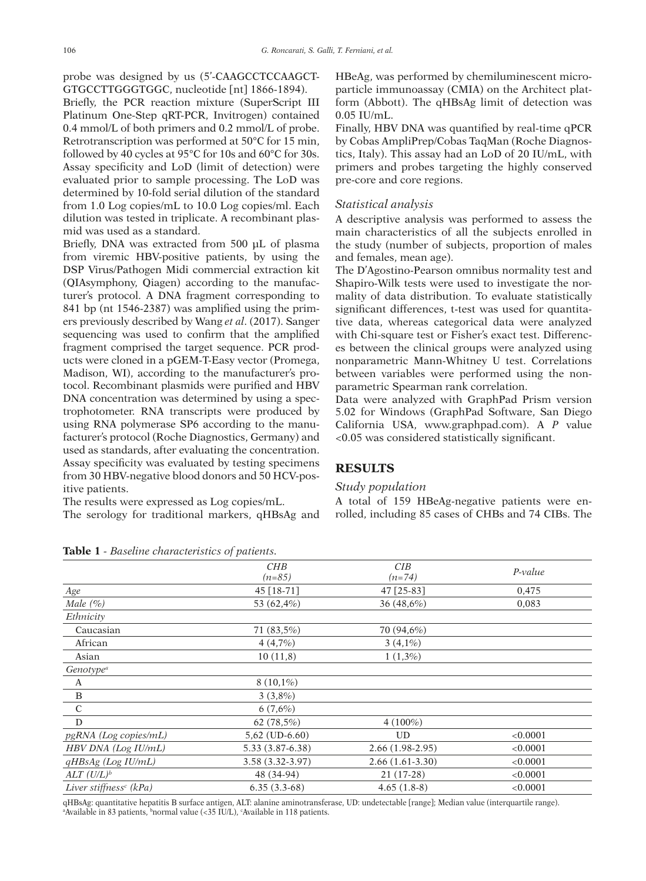probe was designed by us (5'-CAAGCCTCCAAGCT-GTGCCTTGGGTGGC, nucleotide [nt] 1866-1894).

Briefly, the PCR reaction mixture (SuperScript III Platinum One-Step qRT-PCR, Invitrogen) contained 0.4 mmol/L of both primers and 0.2 mmol/L of probe. Retrotranscription was performed at 50°C for 15 min, followed by 40 cycles at 95°C for 10s and 60°C for 30s. Assay specificity and LoD (limit of detection) were evaluated prior to sample processing. The LoD was determined by 10-fold serial dilution of the standard from 1.0 Log copies/mL to 10.0 Log copies/ml. Each dilution was tested in triplicate. A recombinant plasmid was used as a standard.

Briefly, DNA was extracted from 500 μL of plasma from viremic HBV-positive patients, by using the DSP Virus/Pathogen Midi commercial extraction kit (QIAsymphony, Qiagen) according to the manufacturer's protocol. A DNA fragment corresponding to 841 bp (nt 1546-2387) was amplified using the primers previously described by Wang *et al*. (2017). Sanger sequencing was used to confirm that the amplified fragment comprised the target sequence. PCR products were cloned in a pGEM-T-Easy vector (Promega, Madison, WI), according to the manufacturer's protocol. Recombinant plasmids were purified and HBV DNA concentration was determined by using a spectrophotometer. RNA transcripts were produced by using RNA polymerase SP6 according to the manufacturer's protocol (Roche Diagnostics, Germany) and used as standards, after evaluating the concentration. Assay specificity was evaluated by testing specimens from 30 HBV-negative blood donors and 50 HCV-positive patients.

The results were expressed as Log copies/mL.

The serology for traditional markers, qHBsAg and HBeAg, was performed by chemiluminescent microparticle immunoassay (CMIA) on the Architect platform (Abbott). The qHBsAg limit of detection was 0.05 IU/mL.

Finally, HBV DNA was quantified by real-time qPCR by Cobas AmpliPrep/Cobas TaqMan (Roche Diagnostics, Italy). This assay had an LoD of 20 IU/mL, with primers and probes targeting the highly conserved pre-core and core regions.

### *Statistical analysis*

A descriptive analysis was performed to assess the main characteristics of all the subjects enrolled in the study (number of subjects, proportion of males and females, mean age).

The D'Agostino-Pearson omnibus normality test and Shapiro-Wilk tests were used to investigate the normality of data distribution. To evaluate statistically significant differences, t-test was used for quantitative data, whereas categorical data were analyzed with Chi-square test or Fisher's exact test. Differences between the clinical groups were analyzed using nonparametric Mann-Whitney U test. Correlations between variables were performed using the nonparametric Spearman rank correlation.

Data were analyzed with GraphPad Prism version 5.02 for Windows (GraphPad Software, San Diego California USA, www.graphpad.com). A *P* value <0.05 was considered statistically significant.

## RESULTS

### *Study population*

A total of 159 HBeAg-negative patients were enrolled, including 85 cases of CHBs and 74 CIBs. The

**Table 1** - *Baseline characteristics of patients.*

| | *CHB (n=85)* | *CIB (n=74)* | *P-value* |
|---|---|---|---|
| *Age* | 45 [18-71] | 47 [25-83] | 0,475 |
| *Male (%)* | 53 (62,4%) | 36 (48,6%) | 0,083 |
| *Ethnicity* | | | |
| Caucasian | 71 (83,5%) | 70 (94,6%) | |
| African | 4 (4,7%) | 3 (4,1%) | |
| Asian | 10 (11,8) | 1 (1,3%) | |
| *Genotype[a]* | | | |
| A | 8 (10,1%) | | |
| B | 3 (3,8%) | | |
| C | 6 (7,6%) | | |
| D | 62 (78,5%) | 4 (100%) | |
| *pgRNA (Log copies/mL)* | 5,62 (UD-6.60) | UD | <0.0001 |
| *HBV DNA (Log IU/mL)* | 5.33 (3.87-6.38) | 2.66 (1.98-2.95) | <0.0001 |
| *qHBsAg (Log IU/mL)* | 3.58 (3.32-3.97) | 2.66 (1.61-3.30) | <0.0001 |
| *ALT (U/L)[b]* | 48 (34-94) | 21 (17-28) | <0.0001 |
| *Liver stiffness[c] (kPa)* | 6.35 (3.3-68) | 4.65 (1.8-8) | <0.0001 |

qHBsAg: quantitative hepatitis B surface antigen, ALT: alanine aminotransferase, UD: undetectable [range]; Median value (interquartile range).
[a]Available in 83 patients, [b]normal value (<35 IU/L), [c]Available in 118 patients.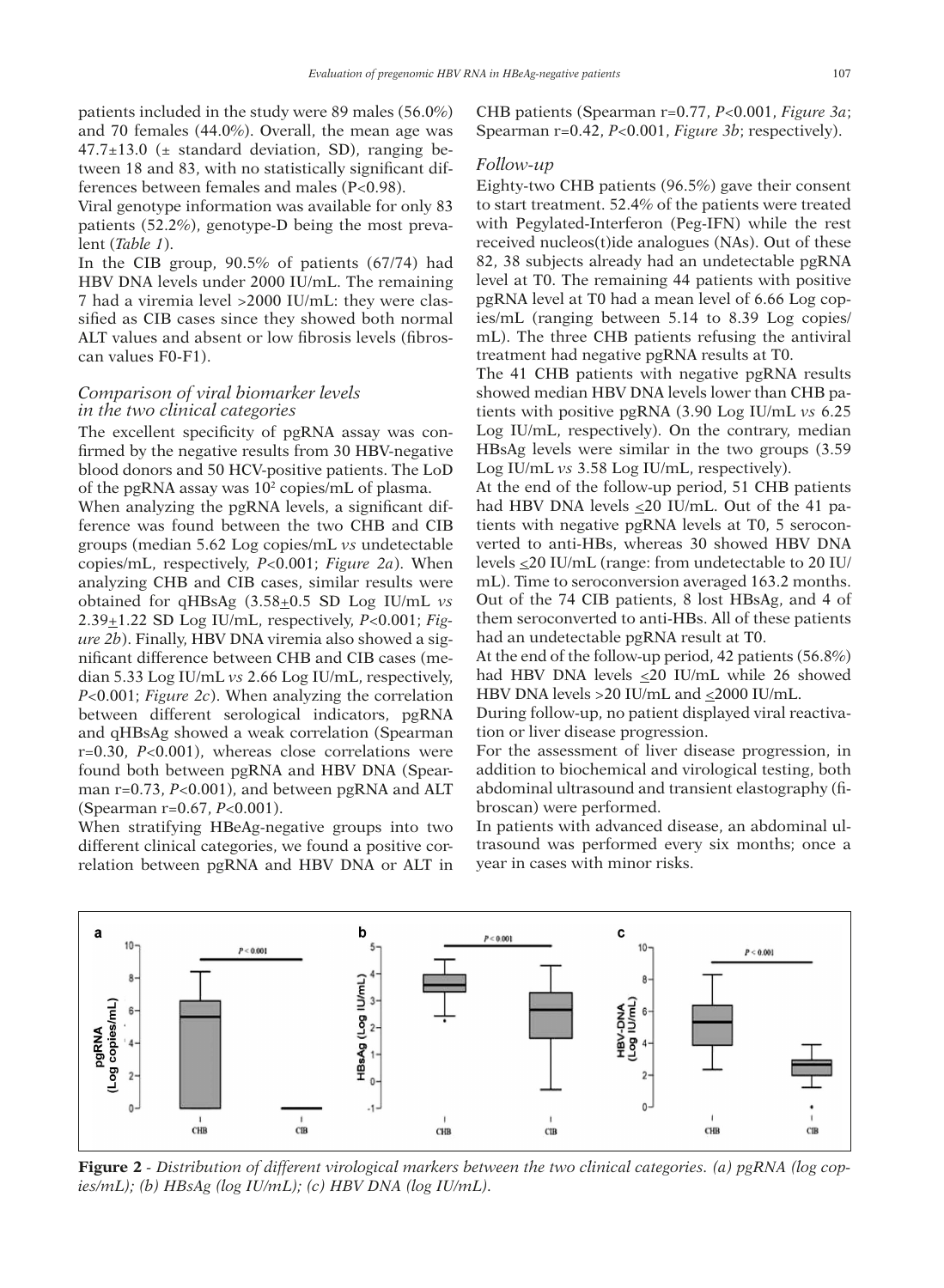patients included in the study were 89 males (56.0%) and 70 females (44.0%). Overall, the mean age was 47.7±13.0 (± standard deviation, SD), ranging between 18 and 83, with no statistically significant differences between females and males (P<0.98).

Viral genotype information was available for only 83 patients (52.2%), genotype-D being the most prevalent (*Table 1*).

In the CIB group, 90.5% of patients (67/74) had HBV DNA levels under 2000 IU/mL. The remaining 7 had a viremia level >2000 IU/mL: they were classified as CIB cases since they showed both normal ALT values and absent or low fibrosis levels (fibroscan values F0-F1).

### *Comparison of viral biomarker levels in the two clinical categories*

The excellent specificity of pgRNA assay was confirmed by the negative results from 30 HBV-negative blood donors and 50 HCV-positive patients. The LoD of the pgRNA assay was $10^2$ copies/mL of plasma.

When analyzing the pgRNA levels, a significant difference was found between the two CHB and CIB groups (median 5.62 Log copies/mL *vs* undetectable copies/mL, respectively, *P*<0.001; *Figure 2a*). When analyzing CHB and CIB cases, similar results were obtained for qHBsAg (3.58±0.5 SD Log IU/mL *vs* 2.39±1.22 SD Log IU/mL, respectively, *P*<0.001; *Figure 2b*). Finally, HBV DNA viremia also showed a significant difference between CHB and CIB cases (median 5.33 Log IU/mL *vs* 2.66 Log IU/mL, respectively, *P*<0.001; *Figure 2c*). When analyzing the correlation between different serological indicators, pgRNA and qHBsAg showed a weak correlation (Spearman r=0.30, *P*<0.001), whereas close correlations were found both between pgRNA and HBV DNA (Spearman r=0.73, *P*<0.001), and between pgRNA and ALT (Spearman r=0.67, *P*<0.001).

When stratifying HBeAg-negative groups into two different clinical categories, we found a positive correlation between pgRNA and HBV DNA or ALT in CHB patients (Spearman r=0.77, *P*<0.001, *Figure 3a*; Spearman r=0.42, *P*<0.001, *Figure 3b*; respectively).

### *Follow-up*

Eighty-two CHB patients (96.5%) gave their consent to start treatment. 52.4% of the patients were treated with Pegylated-Interferon (Peg-IFN) while the rest received nucleos(t)ide analogues (NAs). Out of these 82, 38 subjects already had an undetectable pgRNA level at T0. The remaining 44 patients with positive pgRNA level at T0 had a mean level of 6.66 Log copies/mL (ranging between 5.14 to 8.39 Log copies/mL). The three CHB patients refusing the antiviral treatment had negative pgRNA results at T0.

The 41 CHB patients with negative pgRNA results showed median HBV DNA levels lower than CHB patients with positive pgRNA (3.90 Log IU/mL *vs* 6.25 Log IU/mL, respectively). On the contrary, median HBsAg levels were similar in the two groups (3.59 Log IU/mL *vs* 3.58 Log IU/mL, respectively).

At the end of the follow-up period, 51 CHB patients had HBV DNA levels ≤20 IU/mL. Out of the 41 patients with negative pgRNA levels at T0, 5 seroconverted to anti-HBs, whereas 30 showed HBV DNA levels ≤20 IU/mL (range: from undetectable to 20 IU/mL). Time to seroconversion averaged 163.2 months. Out of the 74 CIB patients, 8 lost HBsAg, and 4 of them seroconverted to anti-HBs. All of these patients had an undetectable pgRNA result at T0.

At the end of the follow-up period, 42 patients (56.8%) had HBV DNA levels ≤20 IU/mL while 26 showed HBV DNA levels >20 IU/mL and ≤2000 IU/mL.

During follow-up, no patient displayed viral reactivation or liver disease progression.

For the assessment of liver disease progression, in addition to biochemical and virological testing, both abdominal ultrasound and transient elastography (fibroscan) were performed.

In patients with advanced disease, an abdominal ultrasound was performed every six months; once a year in cases with minor risks.

**Figure 2** - *Distribution of different virological markers between the two clinical categories. (a) pgRNA (log copies/mL); (b) HBsAg (log IU/mL); (c) HBV DNA (log IU/mL).*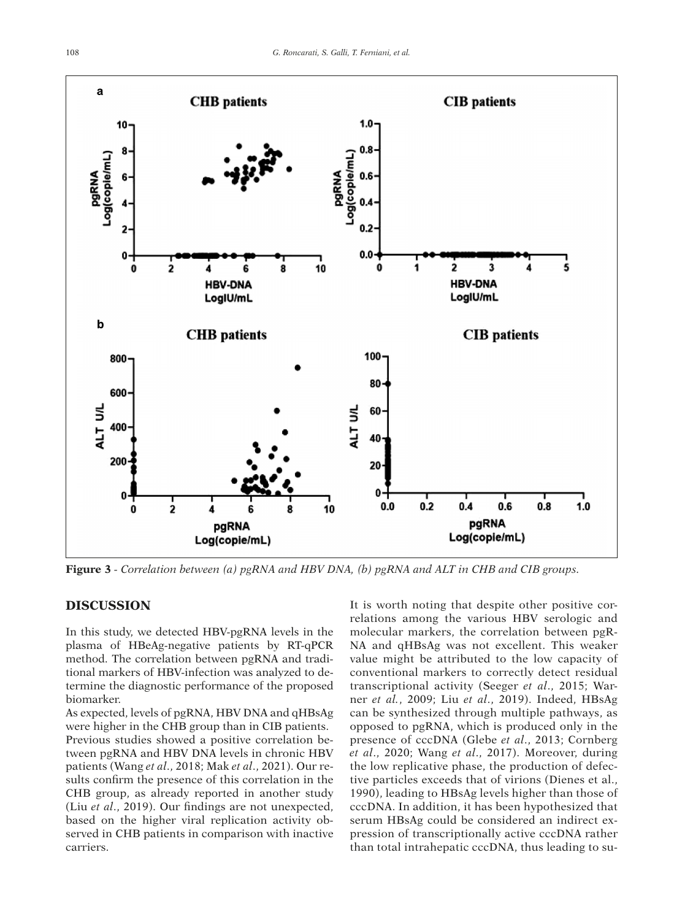**Figure 3** - *Correlation between (a) pgRNA and HBV DNA, (b) pgRNA and ALT in CHB and CIB groups.*

## DISCUSSION

In this study, we detected HBV-pgRNA levels in the plasma of HBeAg-negative patients by RT-qPCR method. The correlation between pgRNA and traditional markers of HBV-infection was analyzed to determine the diagnostic performance of the proposed biomarker.

As expected, levels of pgRNA, HBV DNA and qHBsAg were higher in the CHB group than in CIB patients.

Previous studies showed a positive correlation between pgRNA and HBV DNA levels in chronic HBV patients (Wang *et al*., 2018; Mak *et al*., 2021). Our results confirm the presence of this correlation in the CHB group, as already reported in another study (Liu *et al*., 2019). Our findings are not unexpected, based on the higher viral replication activity observed in CHB patients in comparison with inactive carriers.

It is worth noting that despite other positive correlations among the various HBV serologic and molecular markers, the correlation between pgRNA and qHBsAg was not excellent. This weaker value might be attributed to the low capacity of conventional markers to correctly detect residual transcriptional activity (Seeger *et al*., 2015; Warner *et al.*, 2009; Liu *et al*., 2019). Indeed, HBsAg can be synthesized through multiple pathways, as opposed to pgRNA, which is produced only in the presence of cccDNA (Glebe *et al*., 2013; Cornberg *et al*., 2020; Wang *et al*., 2017). Moreover, during the low replicative phase, the production of defective particles exceeds that of virions (Dienes et al., 1990), leading to HBsAg levels higher than those of cccDNA. In addition, it has been hypothesized that serum HBsAg could be considered an indirect expression of transcriptionally active cccDNA rather than total intrahepatic cccDNA, thus leading to su-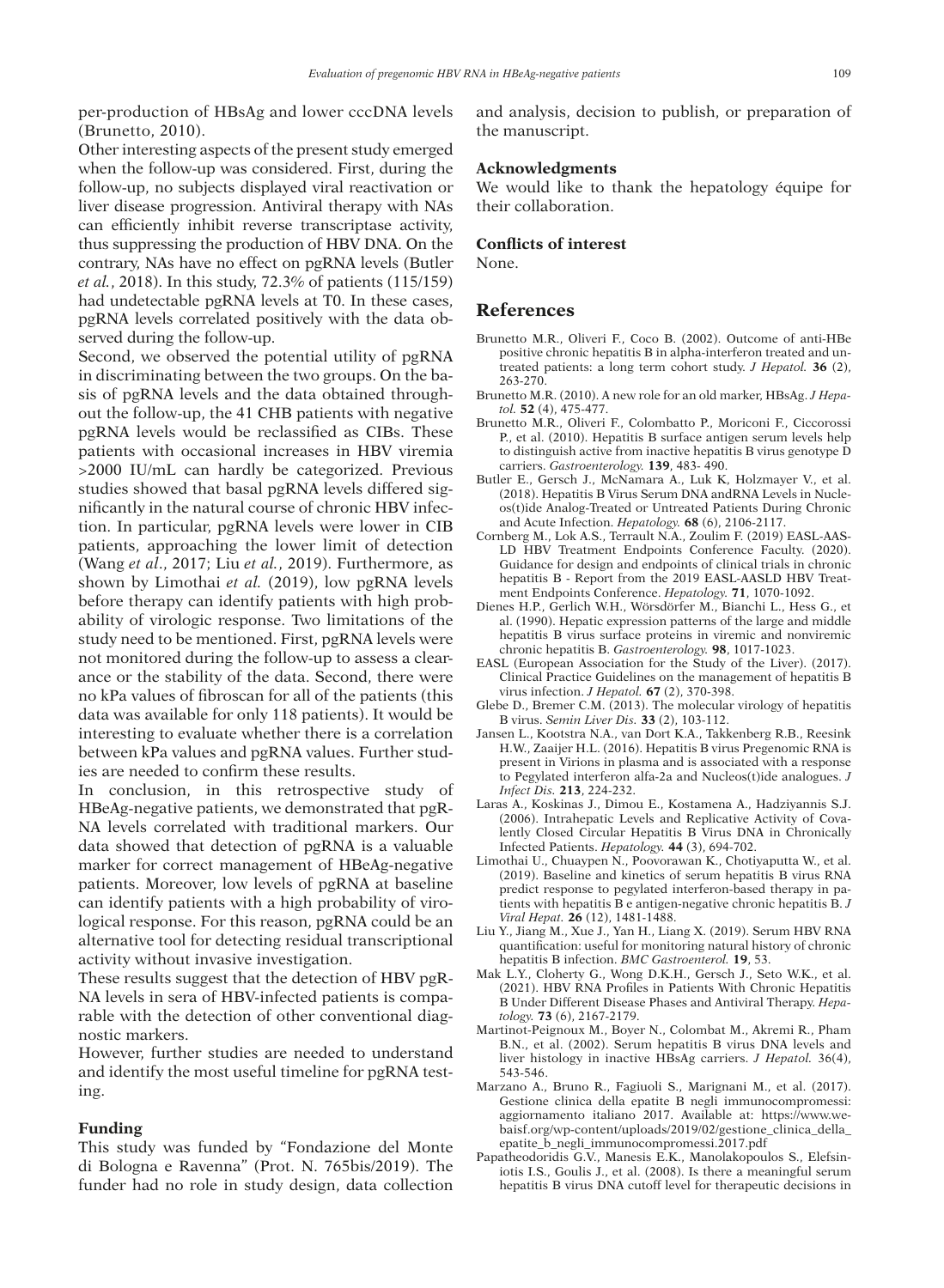per-production of HBsAg and lower cccDNA levels (Brunetto, 2010).

Other interesting aspects of the present study emerged when the follow-up was considered. First, during the follow-up, no subjects displayed viral reactivation or liver disease progression. Antiviral therapy with NAs can efficiently inhibit reverse transcriptase activity, thus suppressing the production of HBV DNA. On the contrary, NAs have no effect on pgRNA levels (Butler *et al.*, 2018). In this study, 72.3% of patients (115/159) had undetectable pgRNA levels at T0. In these cases, pgRNA levels correlated positively with the data observed during the follow-up.

Second, we observed the potential utility of pgRNA in discriminating between the two groups. On the basis of pgRNA levels and the data obtained throughout the follow-up, the 41 CHB patients with negative pgRNA levels would be reclassified as CIBs. These patients with occasional increases in HBV viremia >2000 IU/mL can hardly be categorized. Previous studies showed that basal pgRNA levels differed significantly in the natural course of chronic HBV infection. In particular, pgRNA levels were lower in CIB patients, approaching the lower limit of detection (Wang *et al.*, 2017; Liu *et al.*, 2019). Furthermore, as shown by Limothai *et al.* (2019), low pgRNA levels before therapy can identify patients with high probability of virologic response. Two limitations of the study need to be mentioned. First, pgRNA levels were not monitored during the follow-up to assess a clearance or the stability of the data. Second, there were no kPa values of fibroscan for all of the patients (this data was available for only 118 patients). It would be interesting to evaluate whether there is a correlation between kPa values and pgRNA values. Further studies are needed to confirm these results.

In conclusion, in this retrospective study of HBeAg-negative patients, we demonstrated that pgRNA levels correlated with traditional markers. Our data showed that detection of pgRNA is a valuable marker for correct management of HBeAg-negative patients. Moreover, low levels of pgRNA at baseline can identify patients with a high probability of virological response. For this reason, pgRNA could be an alternative tool for detecting residual transcriptional activity without invasive investigation.

These results suggest that the detection of HBV pgRNA levels in sera of HBV-infected patients is comparable with the detection of other conventional diagnostic markers.

However, further studies are needed to understand and identify the most useful timeline for pgRNA testing.

### Funding

This study was funded by "Fondazione del Monte di Bologna e Ravenna" (Prot. N. 765bis/2019). The funder had no role in study design, data collection and analysis, decision to publish, or preparation of the manuscript.

### Acknowledgments

We would like to thank the hepatology équipe for their collaboration.

### Conflicts of interest

None.

## References

Brunetto M.R., Oliveri F., Coco B. (2002). Outcome of anti-HBe positive chronic hepatitis B in alpha-interferon treated and untreated patients: a long term cohort study. *J Hepatol.* **36** (2), 263-270.

Brunetto M.R. (2010). A new role for an old marker, HBsAg. *J Hepatol.* **52** (4), 475-477.

Brunetto M.R., Oliveri F., Colombatto P., Moriconi F., Ciccorossi P., et al. (2010). Hepatitis B surface antigen serum levels help to distinguish active from inactive hepatitis B virus genotype D carriers. *Gastroenterology.* **139**, 483- 490.

Butler E., Gersch J., McNamara A., Luk K, Holzmayer V., et al. (2018). Hepatitis B Virus Serum DNA andRNA Levels in Nucleos(t)ide Analog-Treated or Untreated Patients During Chronic and Acute Infection. *Hepatology.* **68** (6), 2106-2117.

Cornberg M., Lok A.S., Terrault N.A., Zoulim F. (2019) EASL-AASLD HBV Treatment Endpoints Conference Faculty. (2020). Guidance for design and endpoints of clinical trials in chronic hepatitis B - Report from the 2019 EASL-AASLD HBV Treatment Endpoints Conference. *Hepatology.* **71**, 1070-1092.

Dienes H.P., Gerlich W.H., Wörsdörfer M., Bianchi L., Hess G., et al. (1990). Hepatic expression patterns of the large and middle hepatitis B virus surface proteins in viremic and nonviremic chronic hepatitis B. *Gastroenterology.* **98**, 1017-1023.

EASL (European Association for the Study of the Liver). (2017). Clinical Practice Guidelines on the management of hepatitis B virus infection. *J Hepatol.* **67** (2), 370-398.

Glebe D., Bremer C.M. (2013). The molecular virology of hepatitis B virus. *Semin Liver Dis.* **33** (2), 103-112.

Jansen L., Kootstra N.A., van Dort K.A., Takkenberg R.B., Reesink H.W., Zaaijer H.L. (2016). Hepatitis B virus Pregenomic RNA is present in Virions in plasma and is associated with a response to Pegylated interferon alfa-2a and Nucleos(t)ide analogues. *J Infect Dis.* **213**, 224-232.

Laras A., Koskinas J., Dimou E., Kostamena A., Hadziyannis S.J. (2006). Intrahepatic Levels and Replicative Activity of Covalently Closed Circular Hepatitis B Virus DNA in Chronically Infected Patients. *Hepatology.* **44** (3), 694-702.

Limothai U., Chuaypen N., Poovorawan K., Chotiyaputta W., et al. (2019). Baseline and kinetics of serum hepatitis B virus RNA predict response to pegylated interferon-based therapy in patients with hepatitis B e antigen-negative chronic hepatitis B. *J Viral Hepat.* **26** (12), 1481-1488.

Liu Y., Jiang M., Xue J., Yan H., Liang X. (2019). Serum HBV RNA quantification: useful for monitoring natural history of chronic hepatitis B infection. *BMC Gastroenterol.* **19**, 53.

Mak L.Y., Cloherty G., Wong D.K.H., Gersch J., Seto W.K., et al. (2021). HBV RNA Profiles in Patients With Chronic Hepatitis B Under Different Disease Phases and Antiviral Therapy. *Hepatology.* **73** (6), 2167-2179.

Martinot-Peignoux M., Boyer N., Colombat M., Akremi R., Pham B.N., et al. (2002). Serum hepatitis B virus DNA levels and liver histology in inactive HBsAg carriers. *J Hepatol.* 36(4), 543-546.

Marzano A., Bruno R., Fagiuoli S., Marignani M., et al. (2017). Gestione clinica della epatite B negli immunocompromessi: aggiornamento italiano 2017. Available at: https://www.webaisf.org/wp-content/uploads/2019/02/gestione_clinica_della_epatite_b_negli_immunocompromessi.2017.pdf

Papatheodoridis G.V., Manesis E.K., Manolakopoulos S., Elefsiniotis I.S., Goulis J., et al. (2008). Is there a meaningful serum hepatitis B virus DNA cutoff level for therapeutic decisions in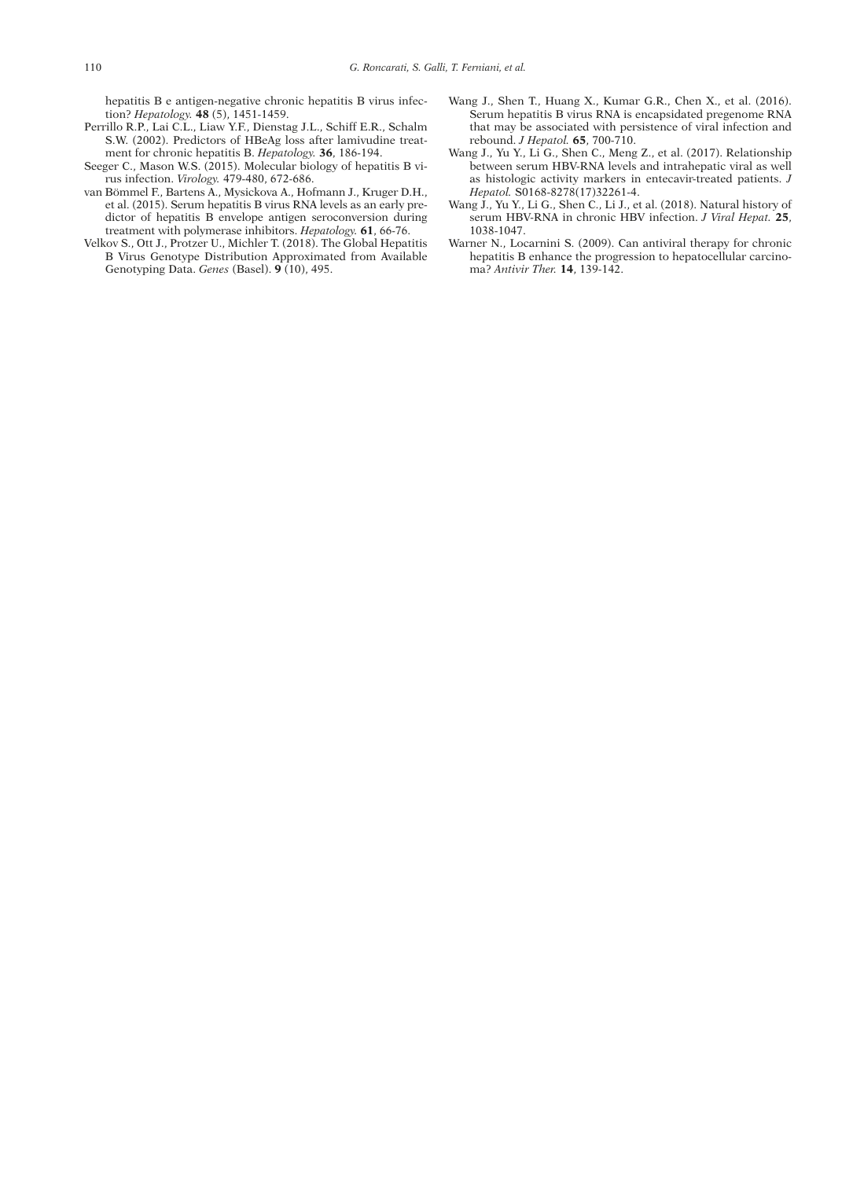hepatitis B e antigen-negative chronic hepatitis B virus infection? *Hepatology.* **48** (5), 1451-1459.

Perrillo R.P., Lai C.L., Liaw Y.F., Dienstag J.L., Schiff E.R., Schalm S.W. (2002). Predictors of HBeAg loss after lamivudine treatment for chronic hepatitis B. *Hepatology.* **36**, 186-194.

Seeger C., Mason W.S. (2015). Molecular biology of hepatitis B virus infection. *Virology.* 479-480, 672-686.

van Bömmel F., Bartens A., Mysickova A., Hofmann J., Kruger D.H., et al. (2015). Serum hepatitis B virus RNA levels as an early predictor of hepatitis B envelope antigen seroconversion during treatment with polymerase inhibitors. *Hepatology.* **61**, 66-76.

Velkov S., Ott J., Protzer U., Michler T. (2018). The Global Hepatitis B Virus Genotype Distribution Approximated from Available Genotyping Data. *Genes* (Basel). **9** (10), 495.

Wang J., Shen T., Huang X., Kumar G.R., Chen X., et al. (2016). Serum hepatitis B virus RNA is encapsidated pregenome RNA that may be associated with persistence of viral infection and rebound. *J Hepatol.* **65**, 700-710.

Wang J., Yu Y., Li G., Shen C., Meng Z., et al. (2017). Relationship between serum HBV-RNA levels and intrahepatic viral as well as histologic activity markers in entecavir-treated patients. *J Hepatol.* S0168-8278(17)32261-4.

Wang J., Yu Y., Li G., Shen C., Li J., et al. (2018). Natural history of serum HBV-RNA in chronic HBV infection. *J Viral Hepat.* **25**, 1038-1047.

Warner N., Locarnini S. (2009). Can antiviral therapy for chronic hepatitis B enhance the progression to hepatocellular carcinoma? *Antivir Ther.* **14**, 139-142.